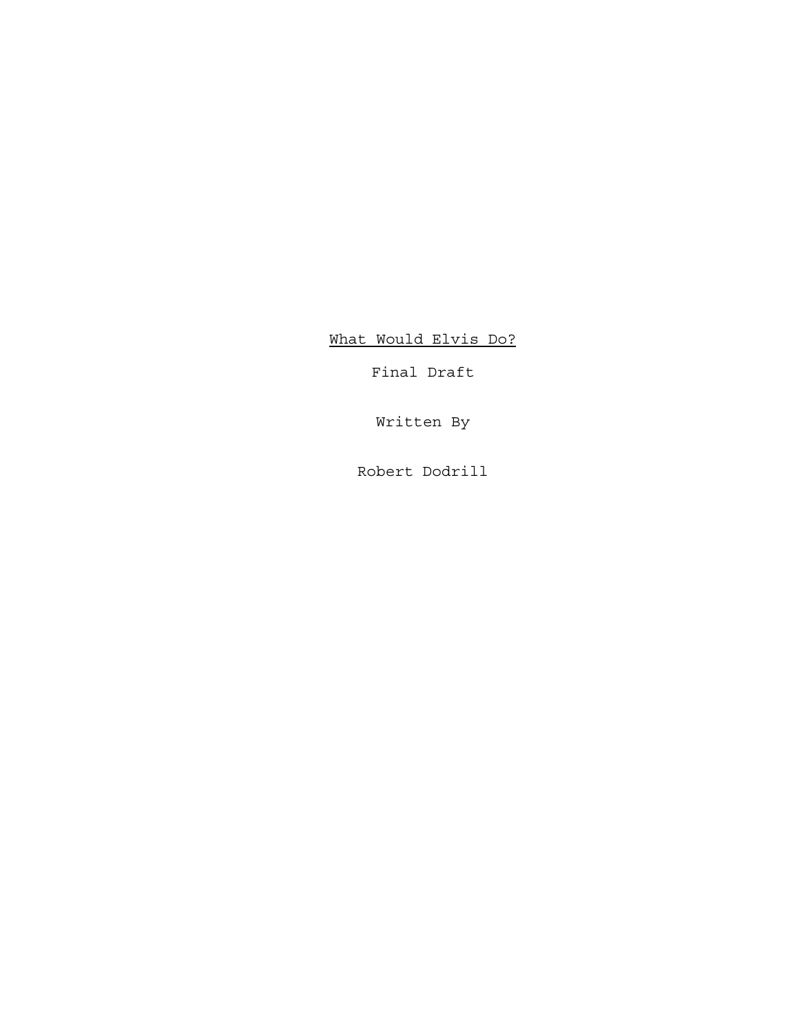# <u>What Would Elvis Do?</u>

Final Draft

Written By

Robert Dodrill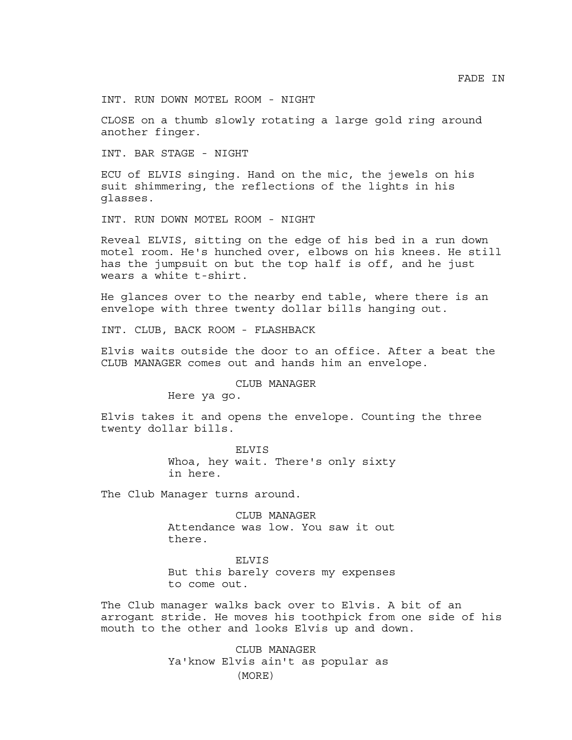FADE IN

INT. RUN DOWN MOTEL ROOM - NIGHT

CLOSE on a thumb slowly rotating a large gold ring around another finger.

INT. BAR STAGE - NIGHT

ECU of ELVIS singing. Hand on the mic, the jewels on his suit shimmering, the reflections of the lights in his glasses.

INT. RUN DOWN MOTEL ROOM - NIGHT

Reveal ELVIS, sitting on the edge of his bed in a run down motel room. He's hunched over, elbows on his knees. He still has the jumpsuit on but the top half is off, and he just wears a white t-shirt.

He glances over to the nearby end table, where there is an envelope with three twenty dollar bills hanging out.

INT. CLUB, BACK ROOM - FLASHBACK

Elvis waits outside the door to an office. After a beat the CLUB MANAGER comes out and hands him an envelope.

CLUB MANAGER

Here ya go.

Elvis takes it and opens the envelope. Counting the three twenty dollar bills.

ELVIS

Whoa, hey wait. There's only sixty in here.

The Club Manager turns around.

CLUB MANAGER

Attendance was low. You saw it out there.

ELVIS

But this barely covers my expenses to come out.

The Club manager walks back over to Elvis. A bit of an arrogant stride. He moves his toothpick from one side of his mouth to the other and looks Elvis up and down.

CLUB MANAGER

Ya'know Elvis ain't as popular as

(MORE)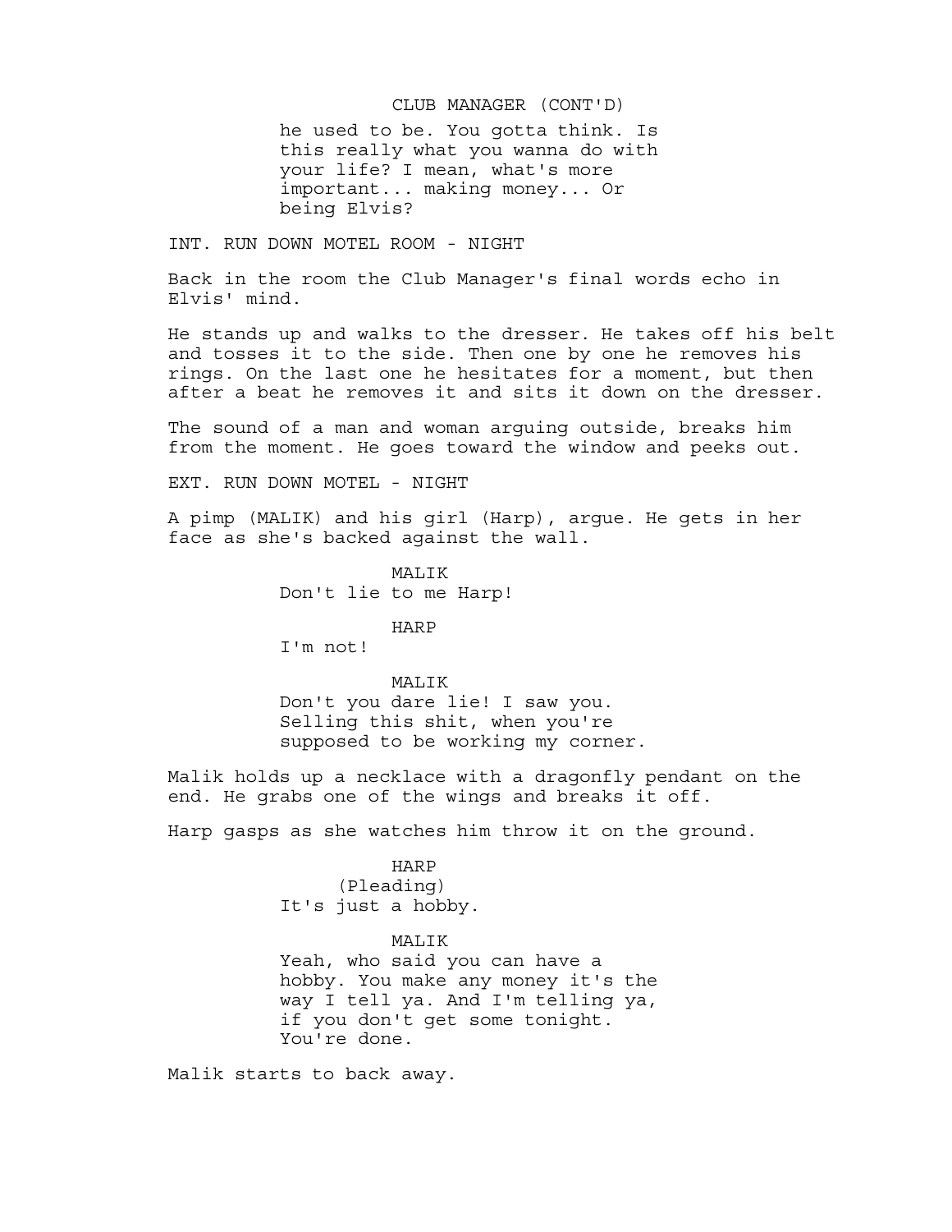CLUB MANAGER (CONT'D)

he used to be. You gotta think. Is this really what you wanna do with your life? I mean, what's more important... making money... Or being Elvis?

INT. RUN DOWN MOTEL ROOM - NIGHT

Back in the room the Club Manager's final words echo in Elvis' mind.

He stands up and walks to the dresser. He takes off his belt and tosses it to the side. Then one by one he removes his rings. On the last one he hesitates for a moment, but then after a beat he removes it and sits it down on the dresser.

The sound of a man and woman arguing outside, breaks him from the moment. He goes toward the window and peeks out.

EXT. RUN DOWN MOTEL - NIGHT

A pimp (MALIK) and his girl (Harp), argue. He gets in her face as she's backed against the wall.

MALIK

Don't lie to me Harp!

HARP

I'm not!

MALIK

Don't you dare lie! I saw you. Selling this shit, when you're supposed to be working my corner.

Malik holds up a necklace with a dragonfly pendant on the end. He grabs one of the wings and breaks it off.

Harp gasps as she watches him throw it on the ground.

HARP

(Pleading)

It's just a hobby.

MALIK

Yeah, who said you can have a hobby. You make any money it's the way I tell ya. And I'm telling ya, if you don't get some tonight. You're done.

Malik starts to back away.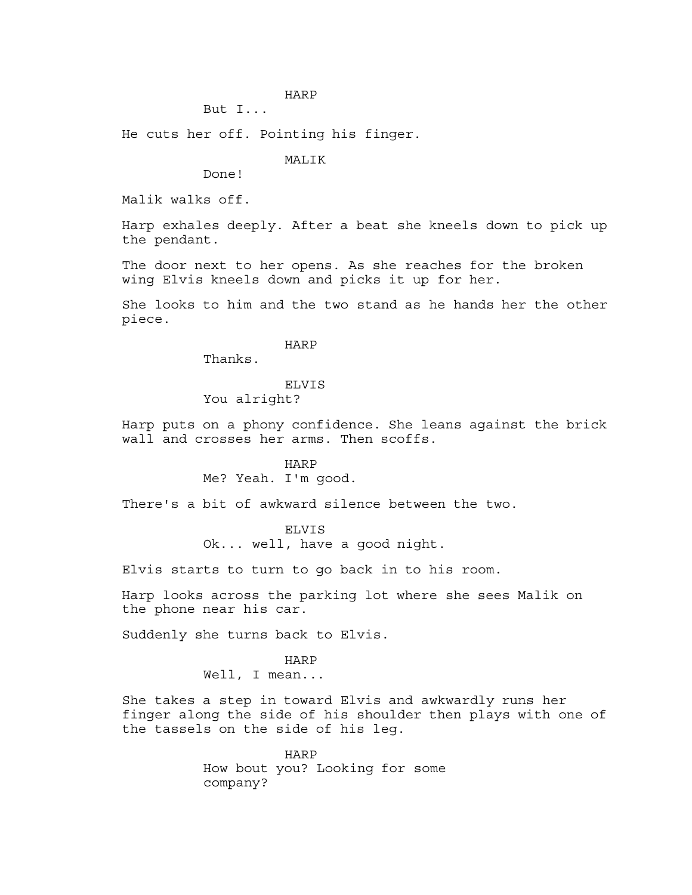HARP

But I...

He cuts her off. Pointing his finger.

MALIK

Done!

Malik walks off.

Harp exhales deeply. After a beat she kneels down to pick up the pendant.

The door next to her opens. As she reaches for the broken wing Elvis kneels down and picks it up for her.

She looks to him and the two stand as he hands her the other piece.

HARP

Thanks.

ELVIS

You alright?

Harp puts on a phony confidence. She leans against the brick wall and crosses her arms. Then scoffs.

HARP

Me? Yeah. I'm good.

There's a bit of awkward silence between the two.

ELVIS

Ok... well, have a good night.

Elvis starts to turn to go back in to his room.

Harp looks across the parking lot where she sees Malik on the phone near his car.

Suddenly she turns back to Elvis.

HARP

Well, I mean...

She takes a step in toward Elvis and awkwardly runs her finger along the side of his shoulder then plays with one of the tassels on the side of his leg.

HARP

How bout you? Looking for some company?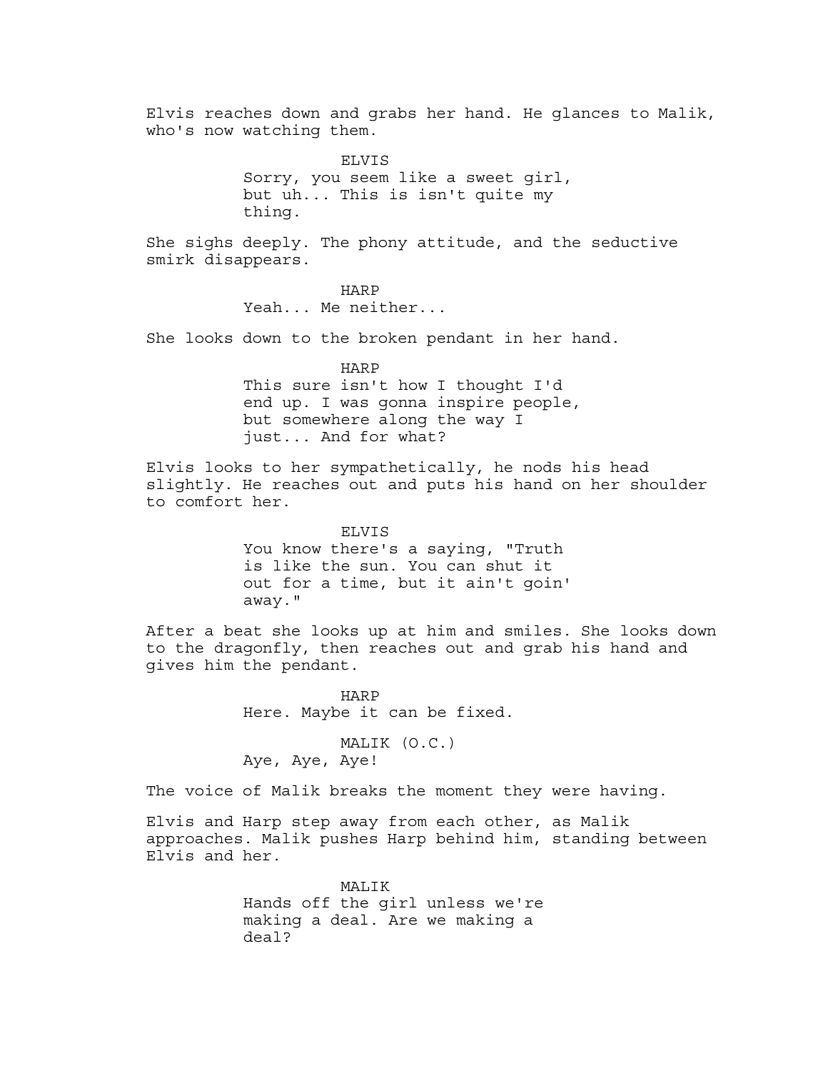Elvis reaches down and grabs her hand. He glances to Malik, who's now watching them.

ELVIS
Sorry, you seem like a sweet girl, but uh... This is isn't quite my thing.

She sighs deeply. The phony attitude, and the seductive smirk disappears.

HARP
Yeah... Me neither...

She looks down to the broken pendant in her hand.

HARP
This sure isn't how I thought I'd end up. I was gonna inspire people, but somewhere along the way I just... And for what?

Elvis looks to her sympathetically, he nods his head slightly. He reaches out and puts his hand on her shoulder to comfort her.

ELVIS
You know there's a saying, "Truth is like the sun. You can shut it out for a time, but it ain't goin' away."

After a beat she looks up at him and smiles. She looks down to the dragonfly, then reaches out and grab his hand and gives him the pendant.

HARP
Here. Maybe it can be fixed.

MALIK (O.C.)
Aye, Aye, Aye!

The voice of Malik breaks the moment they were having.

Elvis and Harp step away from each other, as Malik approaches. Malik pushes Harp behind him, standing between Elvis and her.

MALIK
Hands off the girl unless we're making a deal. Are we making a deal?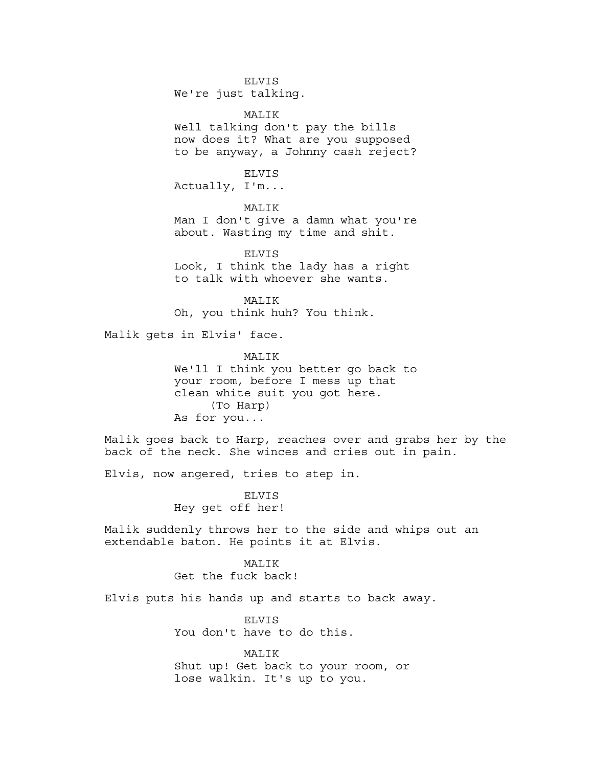ELVIS
We're just talking.

MALIK
Well talking don't pay the bills now does it? What are you supposed to be anyway, a Johnny cash reject?

ELVIS
Actually, I'm...

MALIK
Man I don't give a damn what you're about. Wasting my time and shit.

ELVIS
Look, I think the lady has a right to talk with whoever she wants.

MALIK
Oh, you think huh? You think.

Malik gets in Elvis' face.

MALIK
We'll I think you better go back to your room, before I mess up that clean white suit you got here.
(To Harp)
As for you...

Malik goes back to Harp, reaches over and grabs her by the back of the neck. She winces and cries out in pain.

Elvis, now angered, tries to step in.

ELVIS
Hey get off her!

Malik suddenly throws her to the side and whips out an extendable baton. He points it at Elvis.

MALIK
Get the fuck back!

Elvis puts his hands up and starts to back away.

ELVIS
You don't have to do this.

MALIK
Shut up! Get back to your room, or lose walkin. It's up to you.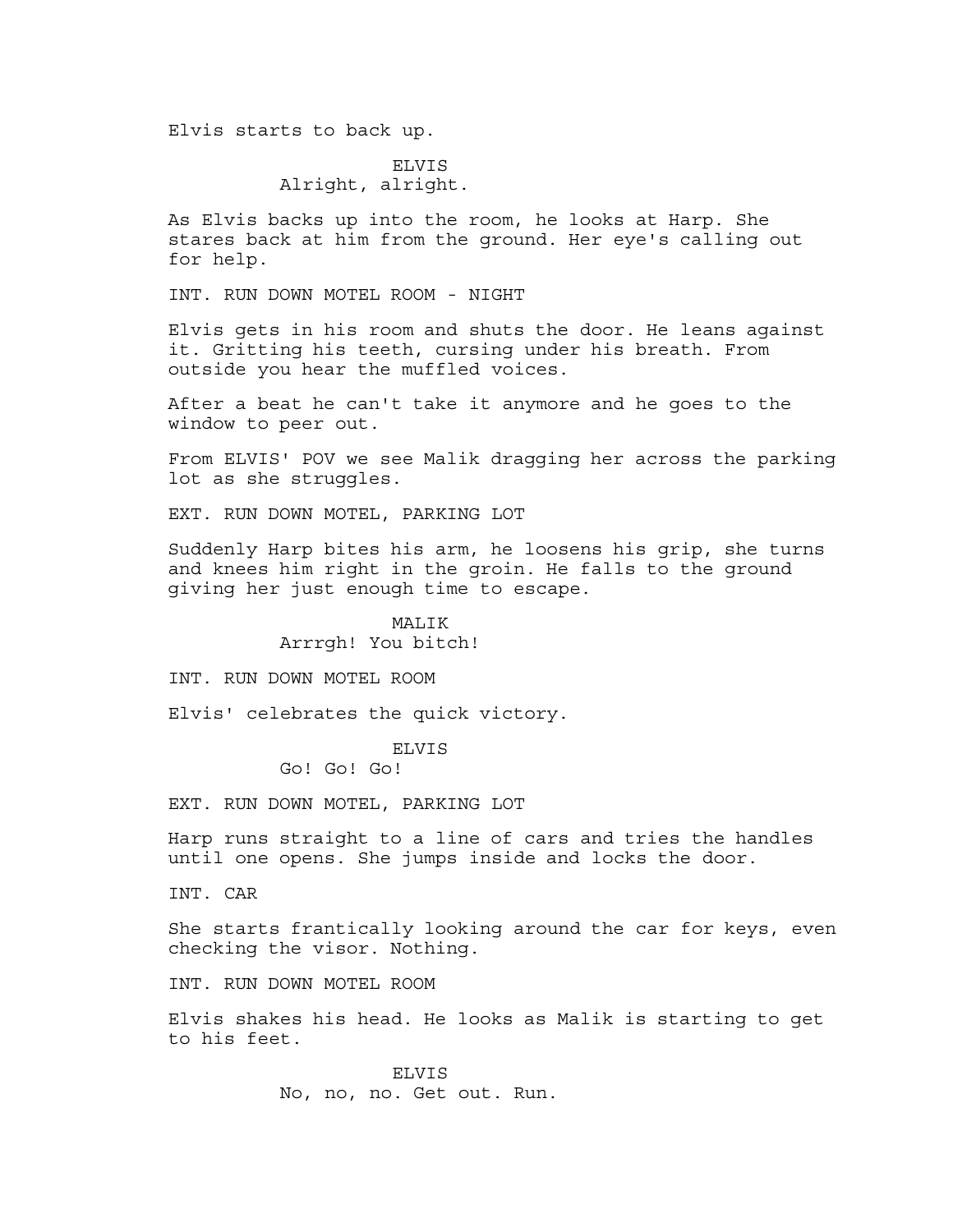Elvis starts to back up.

ELVIS
Alright, alright.

As Elvis backs up into the room, he looks at Harp. She stares back at him from the ground. Her eye's calling out for help.

INT. RUN DOWN MOTEL ROOM - NIGHT

Elvis gets in his room and shuts the door. He leans against it. Gritting his teeth, cursing under his breath. From outside you hear the muffled voices.

After a beat he can't take it anymore and he goes to the window to peer out.

From ELVIS' POV we see Malik dragging her across the parking lot as she struggles.

EXT. RUN DOWN MOTEL, PARKING LOT

Suddenly Harp bites his arm, he loosens his grip, she turns and knees him right in the groin. He falls to the ground giving her just enough time to escape.

MALIK
Arrrgh! You bitch!

INT. RUN DOWN MOTEL ROOM

Elvis' celebrates the quick victory.

ELVIS
Go! Go! Go!

EXT. RUN DOWN MOTEL, PARKING LOT

Harp runs straight to a line of cars and tries the handles until one opens. She jumps inside and locks the door.

INT. CAR

She starts frantically looking around the car for keys, even checking the visor. Nothing.

INT. RUN DOWN MOTEL ROOM

Elvis shakes his head. He looks as Malik is starting to get to his feet.

ELVIS
No, no, no. Get out. Run.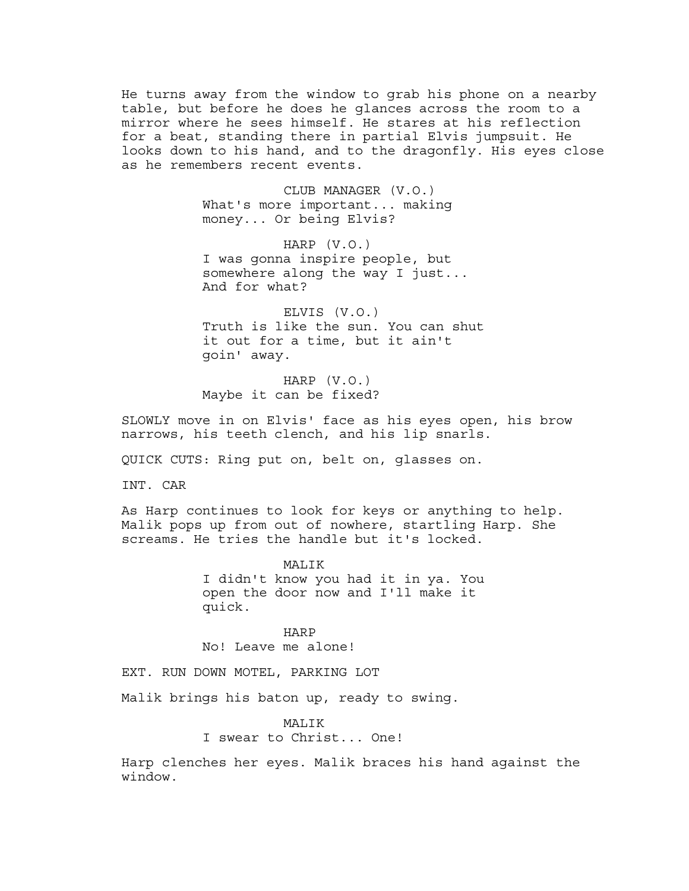He turns away from the window to grab his phone on a nearby table, but before he does he glances across the room to a mirror where he sees himself. He stares at his reflection for a beat, standing there in partial Elvis jumpsuit. He looks down to his hand, and to the dragonfly. His eyes close as he remembers recent events.

CLUB MANAGER (V.O.)
What's more important... making money... Or being Elvis?

HARP (V.O.)
I was gonna inspire people, but somewhere along the way I just... And for what?

ELVIS (V.O.)
Truth is like the sun. You can shut it out for a time, but it ain't goin' away.

HARP (V.O.)
Maybe it can be fixed?

SLOWLY move in on Elvis' face as his eyes open, his brow narrows, his teeth clench, and his lip snarls.

QUICK CUTS: Ring put on, belt on, glasses on.

INT. CAR

As Harp continues to look for keys or anything to help. Malik pops up from out of nowhere, startling Harp. She screams. He tries the handle but it's locked.

MALIK
I didn't know you had it in ya. You open the door now and I'll make it quick.

HARP
No! Leave me alone!

EXT. RUN DOWN MOTEL, PARKING LOT

Malik brings his baton up, ready to swing.

MALIK
I swear to Christ... One!

Harp clenches her eyes. Malik braces his hand against the window.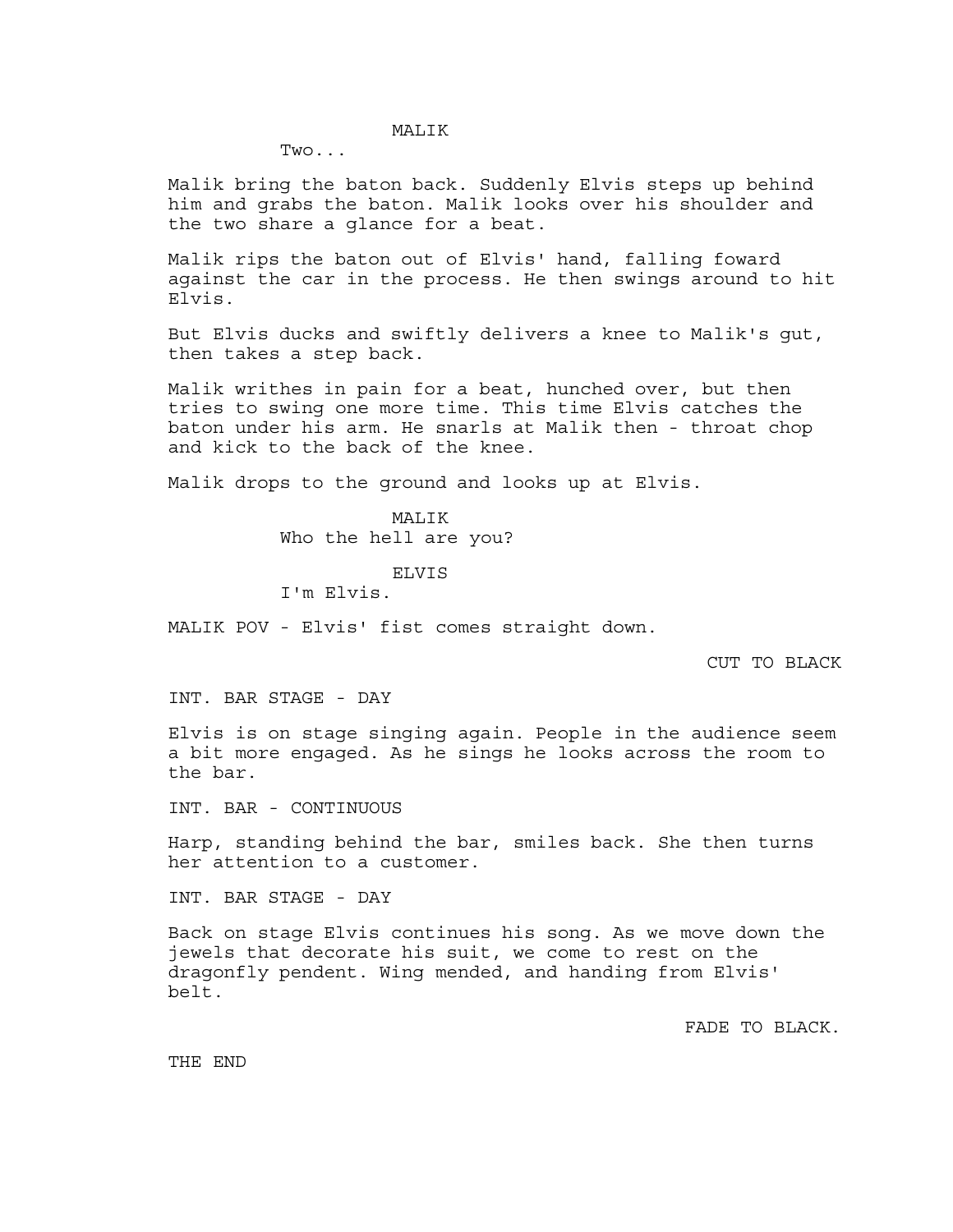MALIK

Two...

Malik bring the baton back. Suddenly Elvis steps up behind him and grabs the baton. Malik looks over his shoulder and the two share a glance for a beat.

Malik rips the baton out of Elvis' hand, falling foward against the car in the process. He then swings around to hit Elvis.

But Elvis ducks and swiftly delivers a knee to Malik's gut, then takes a step back.

Malik writhes in pain for a beat, hunched over, but then tries to swing one more time. This time Elvis catches the baton under his arm. He snarls at Malik then - throat chop and kick to the back of the knee.

Malik drops to the ground and looks up at Elvis.

MALIK

Who the hell are you?

ELVIS

I'm Elvis.

MALIK POV - Elvis' fist comes straight down.

CUT TO BLACK

INT. BAR STAGE - DAY

Elvis is on stage singing again. People in the audience seem a bit more engaged. As he sings he looks across the room to the bar.

INT. BAR - CONTINUOUS

Harp, standing behind the bar, smiles back. She then turns her attention to a customer.

INT. BAR STAGE - DAY

Back on stage Elvis continues his song. As we move down the jewels that decorate his suit, we come to rest on the dragonfly pendent. Wing mended, and handing from Elvis' belt.

FADE TO BLACK.

THE END